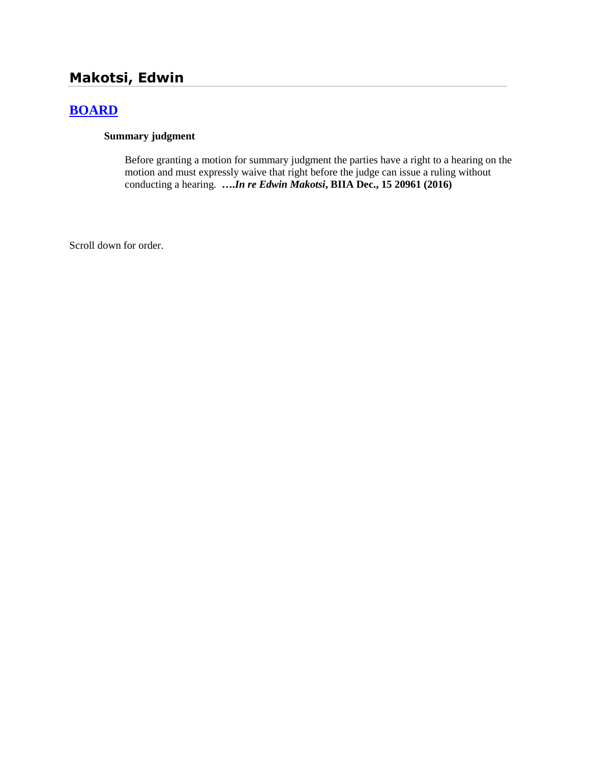## Makotsi, Edwin

### BOARD

**Summary judgment**

Before granting a motion for summary judgment the parties have a right to a hearing on the motion and must expressly waive that right before the judge can issue a ruling without conducting a hearing. ***….In re Edwin Makotsi*, BIIA Dec., 15 20961 (2016)**

Scroll down for order.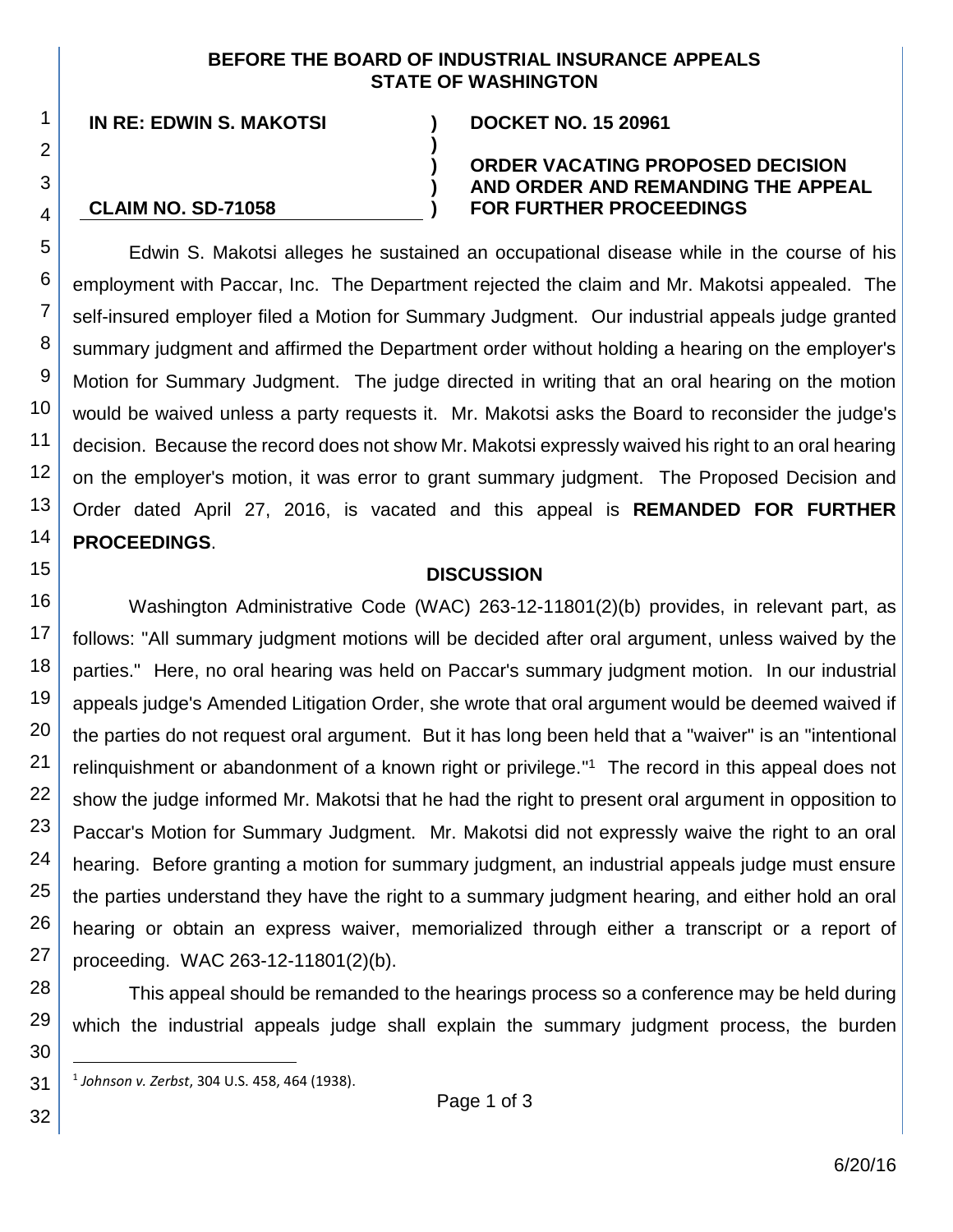**BEFORE THE BOARD OF INDUSTRIAL INSURANCE APPEALS**
**STATE OF WASHINGTON**

| | | |
|---|---|---|
| **IN RE: EDWIN S. MAKOTSI** | **)** | **DOCKET NO. 15 20961** |
| | **)** | |
| | **)** | **ORDER VACATING PROPOSED DECISION** |
| | **)** | **AND ORDER AND REMANDING THE APPEAL** |
| **CLAIM NO. SD-71058** | **)** | **FOR FURTHER PROCEEDINGS** |

Edwin S. Makotsi alleges he sustained an occupational disease while in the course of his employment with Paccar, Inc. The Department rejected the claim and Mr. Makotsi appealed. The self-insured employer filed a Motion for Summary Judgment. Our industrial appeals judge granted summary judgment and affirmed the Department order without holding a hearing on the employer's Motion for Summary Judgment. The judge directed in writing that an oral hearing on the motion would be waived unless a party requests it. Mr. Makotsi asks the Board to reconsider the judge's decision. Because the record does not show Mr. Makotsi expressly waived his right to an oral hearing on the employer's motion, it was error to grant summary judgment. The Proposed Decision and Order dated April 27, 2016, is vacated and this appeal is **REMANDED FOR FURTHER PROCEEDINGS**.

## DISCUSSION

Washington Administrative Code (WAC) 263-12-11801(2)(b) provides, in relevant part, as follows: "All summary judgment motions will be decided after oral argument, unless waived by the parties." Here, no oral hearing was held on Paccar's summary judgment motion. In our industrial appeals judge's Amended Litigation Order, she wrote that oral argument would be deemed waived if the parties do not request oral argument. But it has long been held that a "waiver" is an "intentional relinquishment or abandonment of a known right or privilege."[1] The record in this appeal does not show the judge informed Mr. Makotsi that he had the right to present oral argument in opposition to Paccar's Motion for Summary Judgment. Mr. Makotsi did not expressly waive the right to an oral hearing. Before granting a motion for summary judgment, an industrial appeals judge must ensure the parties understand they have the right to a summary judgment hearing, and either hold an oral hearing or obtain an express waiver, memorialized through either a transcript or a report of proceeding. WAC 263-12-11801(2)(b).

This appeal should be remanded to the hearings process so a conference may be held during which the industrial appeals judge shall explain the summary judgment process, the burden

---

[1] *Johnson v. Zerbst*, 304 U.S. 458, 464 (1938).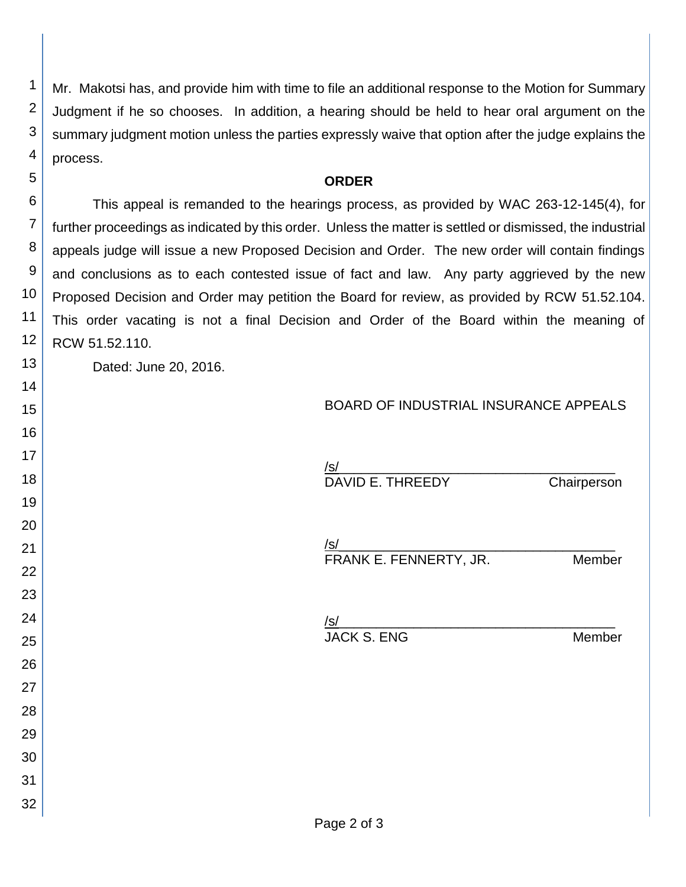Mr. Makotsi has, and provide him with time to file an additional response to the Motion for Summary Judgment if he so chooses. In addition, a hearing should be held to hear oral argument on the summary judgment motion unless the parties expressly waive that option after the judge explains the process.

**ORDER**

This appeal is remanded to the hearings process, as provided by WAC 263-12-145(4), for further proceedings as indicated by this order. Unless the matter is settled or dismissed, the industrial appeals judge will issue a new Proposed Decision and Order. The new order will contain findings and conclusions as to each contested issue of fact and law. Any party aggrieved by the new Proposed Decision and Order may petition the Board for review, as provided by RCW 51.52.104. This order vacating is not a final Decision and Order of the Board within the meaning of RCW 51.52.110.

Dated: June 20, 2016.

BOARD OF INDUSTRIAL INSURANCE APPEALS

/s/
DAVID E. THREEDY Chairperson

/s/
FRANK E. FENNERTY, JR. Member

/s/
JACK S. ENG Member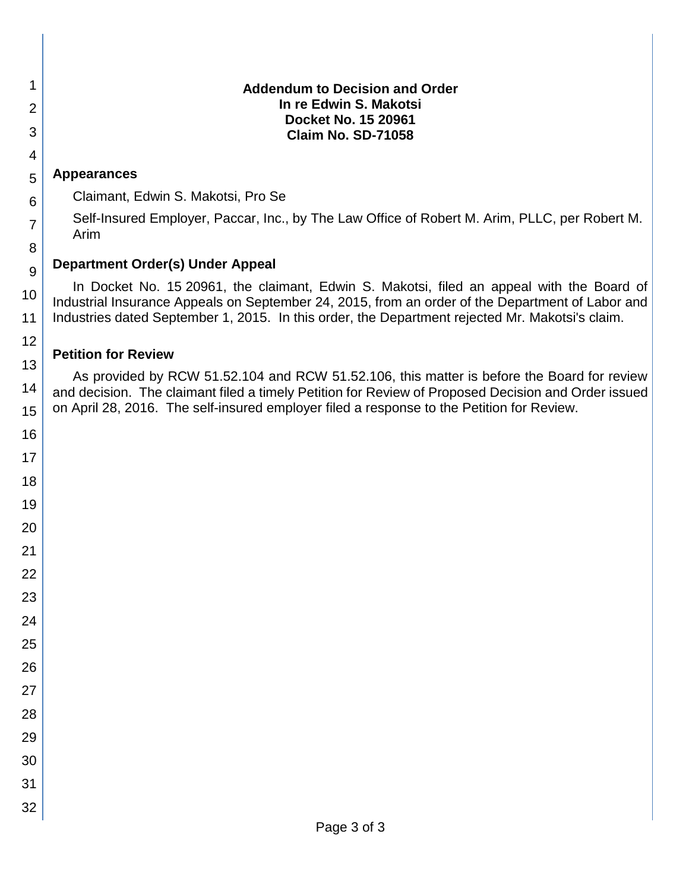**Addendum to Decision and Order**
**In re Edwin S. Makotsi**
**Docket No. 15 20961**
**Claim No. SD-71058**

## Appearances

Claimant, Edwin S. Makotsi, Pro Se

Self-Insured Employer, Paccar, Inc., by The Law Office of Robert M. Arim, PLLC, per Robert M. Arim

## Department Order(s) Under Appeal

In Docket No. 15 20961, the claimant, Edwin S. Makotsi, filed an appeal with the Board of Industrial Insurance Appeals on September 24, 2015, from an order of the Department of Labor and Industries dated September 1, 2015. In this order, the Department rejected Mr. Makotsi's claim.

## Petition for Review

As provided by RCW 51.52.104 and RCW 51.52.106, this matter is before the Board for review and decision. The claimant filed a timely Petition for Review of Proposed Decision and Order issued on April 28, 2016. The self-insured employer filed a response to the Petition for Review.